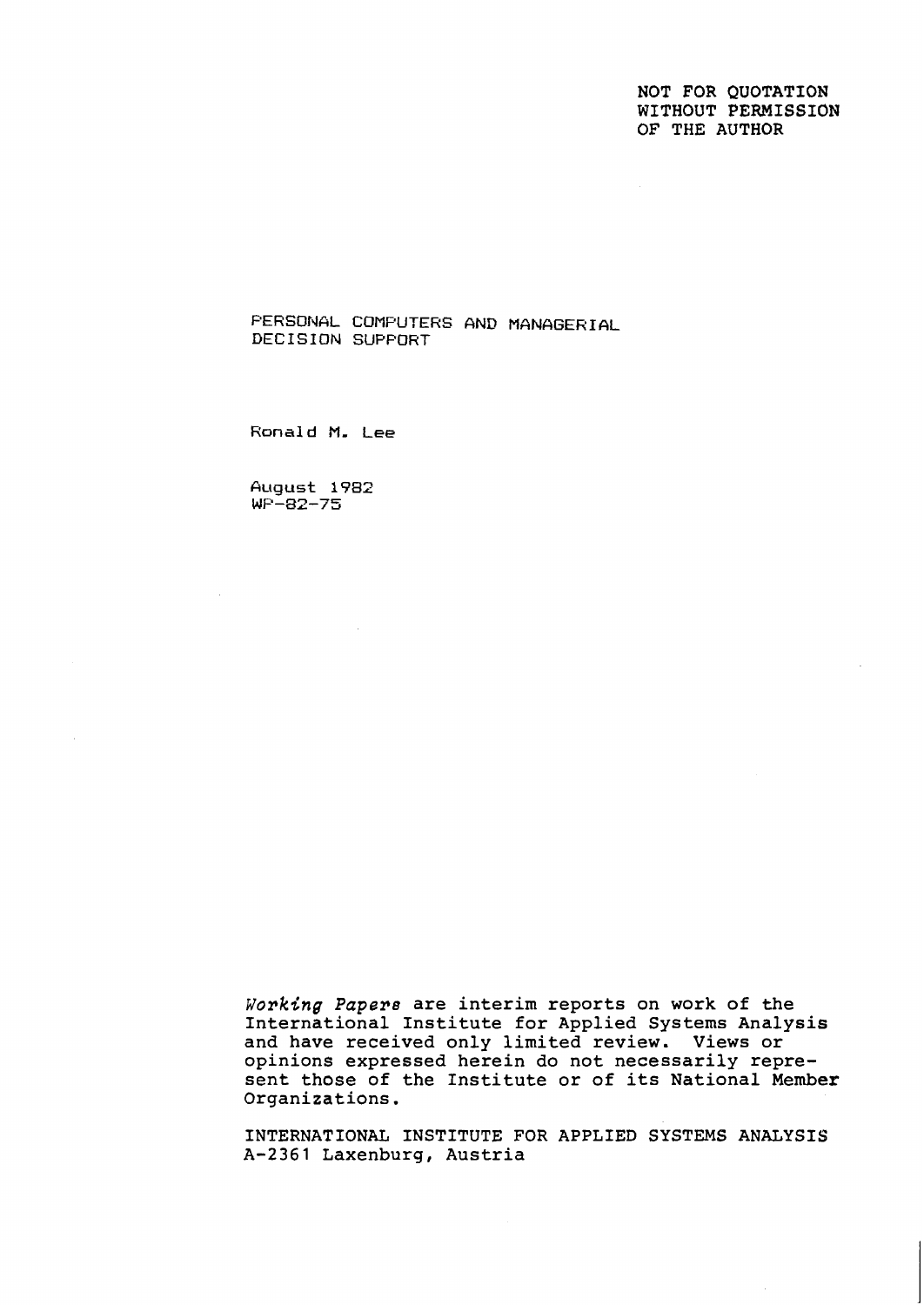NOT FOR QUOTATION
WITHOUT PERMISSION
OF THE AUTHOR

# PERSONAL COMPUTERS AND MANAGERIAL DECISION SUPPORT

Ronald M. Lee

August 1982
WP-82-75

*Working Papers* are interim reports on work of the International Institute for Applied Systems Analysis and have received only limited review. Views or opinions expressed herein do not necessarily represent those of the Institute or of its National Member Organizations.

INTERNATIONAL INSTITUTE FOR APPLIED SYSTEMS ANALYSIS
A-2361 Laxenburg, Austria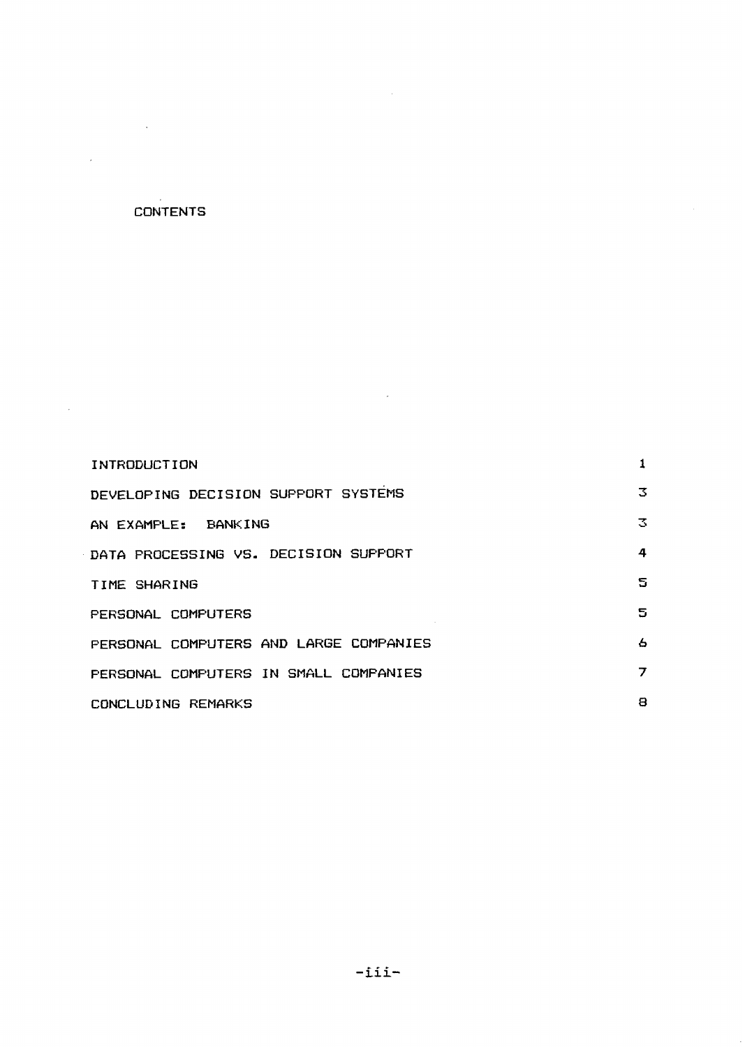# CONTENTS

| | |
|---|---|
| INTRODUCTION | 1 |
| DEVELOPING DECISION SUPPORT SYSTEMS | 3 |
| AN EXAMPLE: BANKING | 3 |
| DATA PROCESSING VS. DECISION SUPPORT | 4 |
| TIME SHARING | 5 |
| PERSONAL COMPUTERS | 5 |
| PERSONAL COMPUTERS AND LARGE COMPANIES | 6 |
| PERSONAL COMPUTERS IN SMALL COMPANIES | 7 |
| CONCLUDING REMARKS | 8 |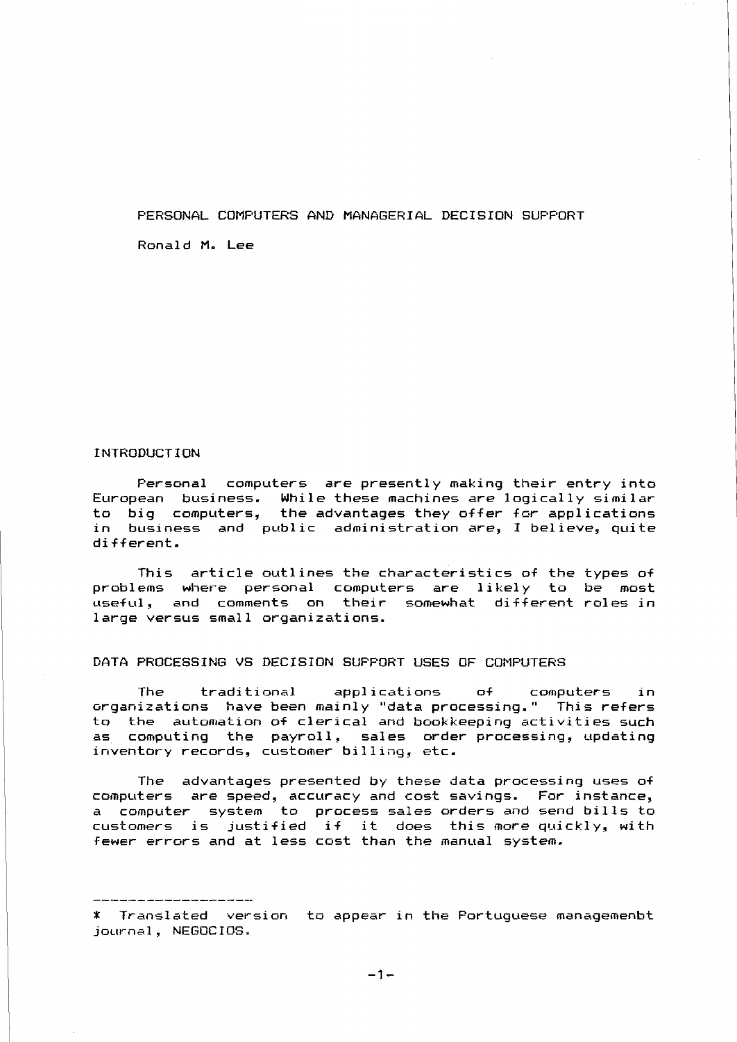# PERSONAL COMPUTERS AND MANAGERIAL DECISION SUPPORT

Ronald M. Lee

## INTRODUCTION

Personal computers are presently making their entry into European business. While these machines are logically similar to big computers, the advantages they offer for applications in business and public administration are, I believe, quite different.

This article outlines the characteristics of the types of problems where personal computers are likely to be most useful, and comments on their somewhat different roles in large versus small organizations.

## DATA PROCESSING VS DECISION SUPPORT USES OF COMPUTERS

The traditional applications of computers in organizations have been mainly "data processing." This refers to the automation of clerical and bookkeeping activities such as computing the payroll, sales order processing, updating inventory records, customer billing, etc.

The advantages presented by these data processing uses of computers are speed, accuracy and cost savings. For instance, a computer system to process sales orders and send bills to customers is justified if it does this more quickly, with fewer errors and at less cost than the manual system.

---

* Translated version to appear in the Portuguese managemenbt journal, NEGOCIOS.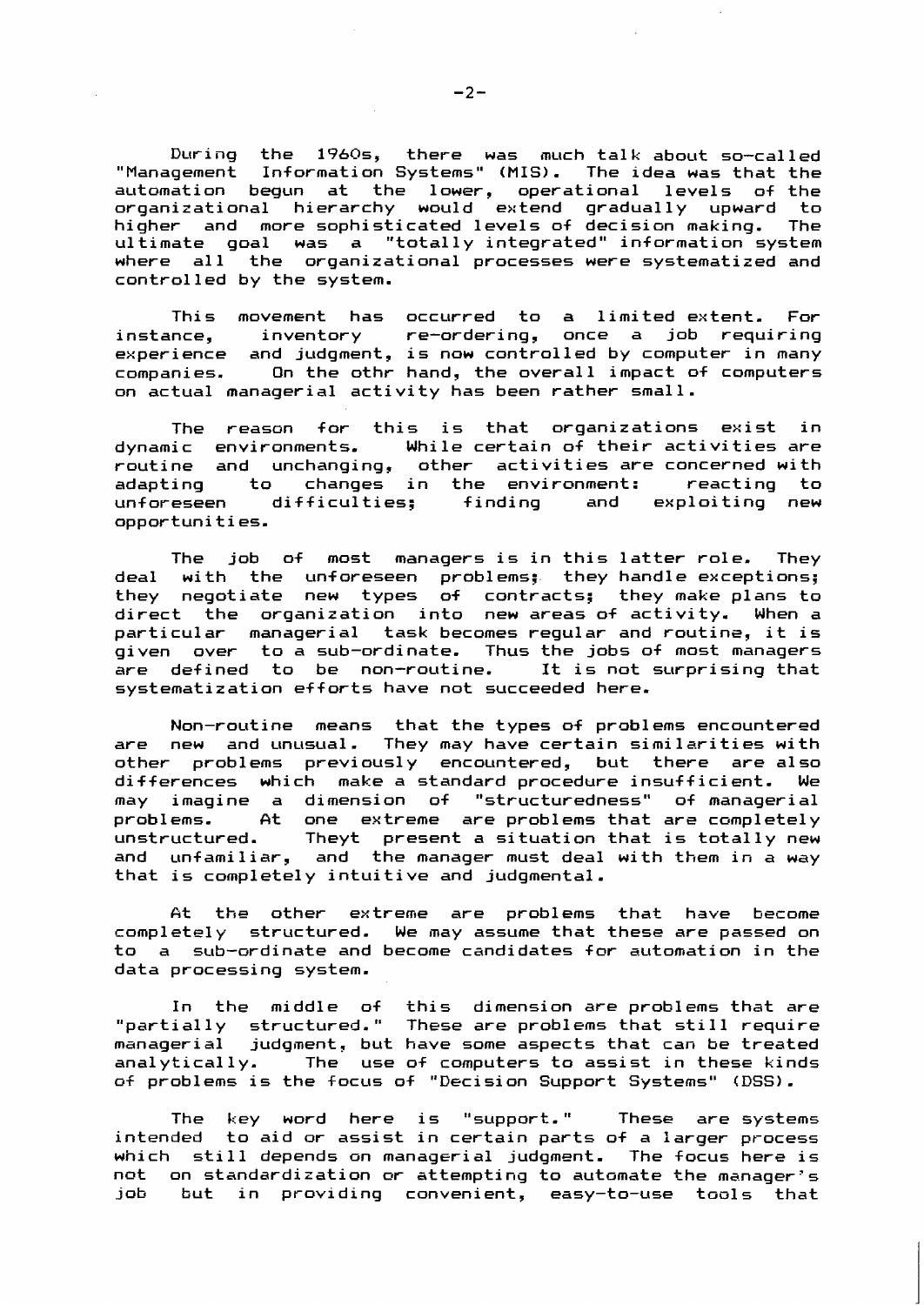During the 1960s, there was much talk about so-called "Management Information Systems" (MIS). The idea was that the automation begun at the lower, operational levels of the organizational hierarchy would extend gradually upward to higher and more sophisticated levels of decision making. The ultimate goal was a "totally integrated" information system where all the organizational processes were systematized and controlled by the system.

This movement has occurred to a limited extent. For instance, inventory re-ordering, once a job requiring experience and judgment, is now controlled by computer in many companies. On the othr hand, the overall impact of computers on actual managerial activity has been rather small.

The reason for this is that organizations exist in dynamic environments. While certain of their activities are routine and unchanging, other activities are concerned with adapting to changes in the environment: reacting to unforeseen difficulties; finding and exploiting new opportunities.

The job of most managers is in this latter role. They deal with the unforeseen problems; they handle exceptions; they negotiate new types of contracts; they make plans to direct the organization into new areas of activity. When a particular managerial task becomes regular and routine, it is given over to a sub-ordinate. Thus the jobs of most managers are defined to be non-routine. It is not surprising that systematization efforts have not succeeded here.

Non-routine means that the types of problems encountered are new and unusual. They may have certain similarities with other problems previously encountered, but there are also differences which make a standard procedure insufficient. We may imagine a dimension of "structuredness" of managerial problems. At one extreme are problems that are completely unstructured. Theyt present a situation that is totally new and unfamiliar, and the manager must deal with them in a way that is completely intuitive and judgmental.

At the other extreme are problems that have become completely structured. We may assume that these are passed on to a sub-ordinate and become candidates for automation in the data processing system.

In the middle of this dimension are problems that are "partially structured." These are problems that still require managerial judgment, but have some aspects that can be treated analytically. The use of computers to assist in these kinds of problems is the focus of "Decision Support Systems" (DSS).

The key word here is "support." These are systems intended to aid or assist in certain parts of a larger process which still depends on managerial judgment. The focus here is not on standardization or attempting to automate the manager's job but in providing convenient, easy-to-use tools that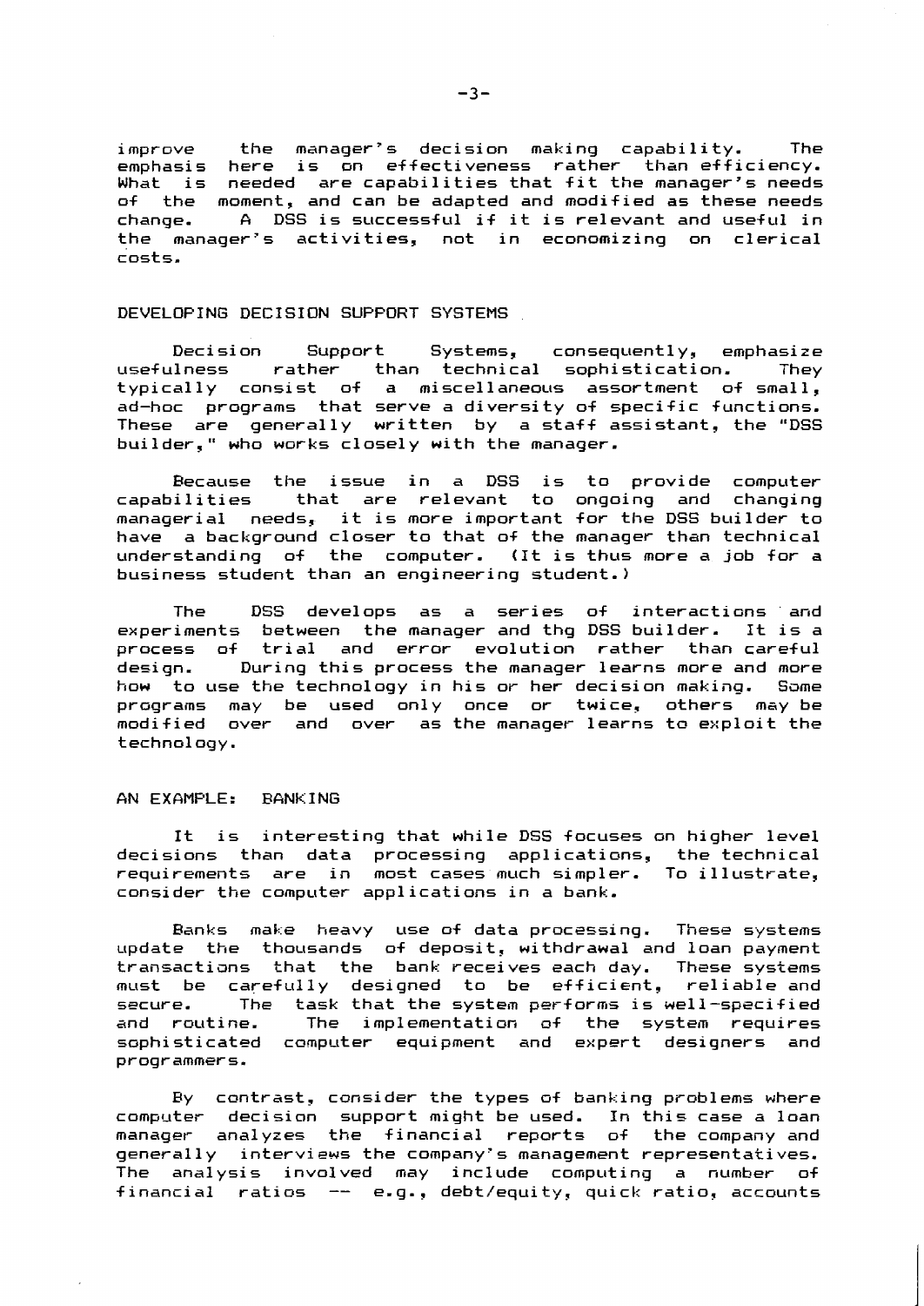improve the manager's decision making capability. The emphasis here is on effectiveness rather than efficiency. What is needed are capabilities that fit the manager's needs of the moment, and can be adapted and modified as these needs change. A DSS is successful if it is relevant and useful in the manager's activities, not in economizing on clerical costs.

## DEVELOPING DECISION SUPPORT SYSTEMS

Decision Support Systems, consequently, emphasize usefulness rather than technical sophistication. They typically consist of a miscellaneous assortment of small, ad-hoc programs that serve a diversity of specific functions. These are generally written by a staff assistant, the "DSS builder," who works closely with the manager.

Because the issue in a DSS is to provide computer capabilities that are relevant to ongoing and changing managerial needs, it is more important for the DSS builder to have a background closer to that of the manager than technical understanding of the computer. (It is thus more a job for a business student than an engineering student.)

The DSS develops as a series of interactions and experiments between the manager and thg DSS builder. It is a process of trial and error evolution rather than careful design. During this process the manager learns more and more how to use the technology in his or her decision making. Some programs may be used only once or twice, others may be modified over and over as the manager learns to exploit the technology.

## AN EXAMPLE: BANKING

It is interesting that while DSS focuses on higher level decisions than data processing applications, the technical requirements are in most cases much simpler. To illustrate, consider the computer applications in a bank.

Banks make heavy use of data processing. These systems update the thousands of deposit, withdrawal and loan payment transactions that the bank receives each day. These systems must be carefully designed to be efficient, reliable and secure. The task that the system performs is well-specified and routine. The implementation of the system requires sophisticated computer equipment and expert designers and programmers.

By contrast, consider the types of banking problems where computer decision support might be used. In this case a loan manager analyzes the financial reports of the company and generally interviews the company's management representatives. The analysis involved may include computing a number of financial ratios -- e.g., debt/equity, quick ratio, accounts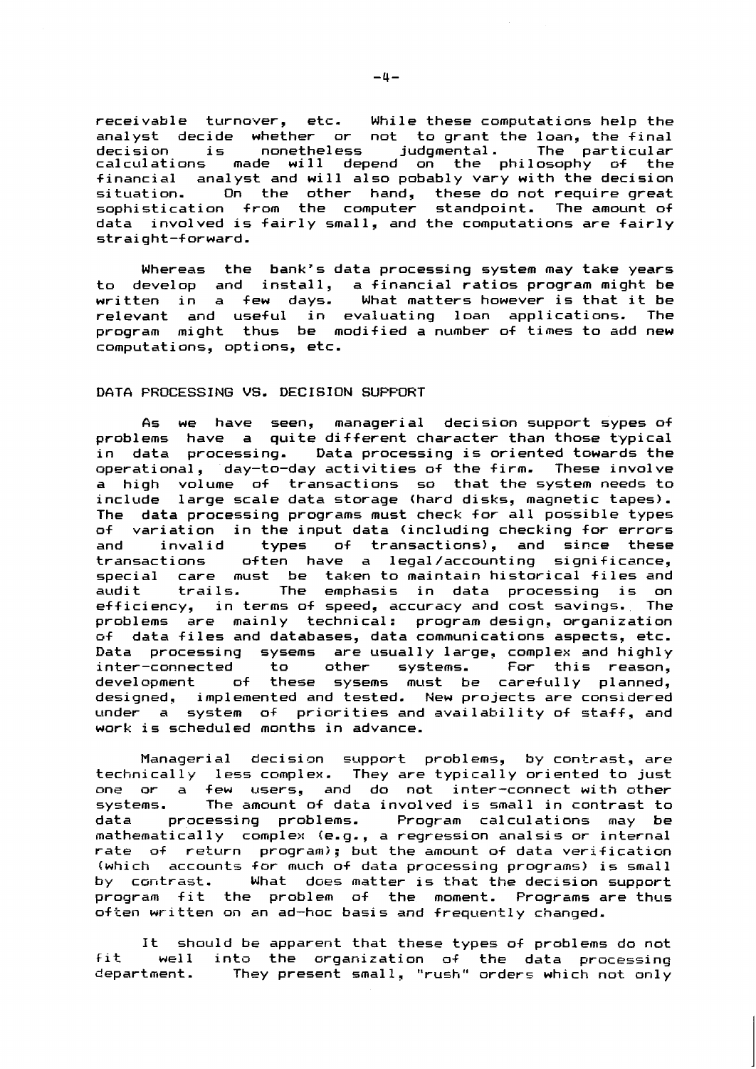receivable turnover, etc. While these computations help the analyst decide whether or not to grant the loan, the final decision is nonetheless judgmental. The particular calculations made will depend on the philosophy of the financial analyst and will also pobably vary with the decision situation. On the other hand, these do not require great sophistication from the computer standpoint. The amount of data involved is fairly small, and the computations are fairly straight-forward.

Whereas the bank's data processing system may take years to develop and install, a financial ratios program might be written in a few days. What matters however is that it be relevant and useful in evaluating loan applications. The program might thus be modified a number of times to add new computations, options, etc.

## DATA PROCESSING VS. DECISION SUPPORT

As we have seen, managerial decision support sypes of problems have a quite different character than those typical in data processing. Data processing is oriented towards the operational, day-to-day activities of the firm. These involve a high volume of transactions so that the system needs to include large scale data storage (hard disks, magnetic tapes). The data processing programs must check for all possible types of variation in the input data (including checking for errors and invalid types of transactions), and since these transactions often have a legal/accounting significance, special care must be taken to maintain historical files and audit trails. The emphasis in data processing is on efficiency, in terms of speed, accuracy and cost savings. The problems are mainly technical: program design, organization of data files and databases, data communications aspects, etc. Data processing sysems are usually large, complex and highly inter-connected to other systems. For this reason, development of these sysems must be carefully planned, designed, implemented and tested. New projects are considered under a system of priorities and availability of staff, and work is scheduled months in advance.

Managerial decision support problems, by contrast, are technically less complex. They are typically oriented to just one or a few users, and do not inter-connect with other systems. The amount of data involved is small in contrast to data processing problems. Program calculations may be mathematically complex (e.g., a regression analsis or internal rate of return program); but the amount of data verification (which accounts for much of data processing programs) is small by contrast. What does matter is that the decision support program fit the problem of the moment. Programs are thus often written on an ad-hoc basis and frequently changed.

It should be apparent that these types of problems do not fit well into the organization of the data processing department. They present small, "rush" orders which not only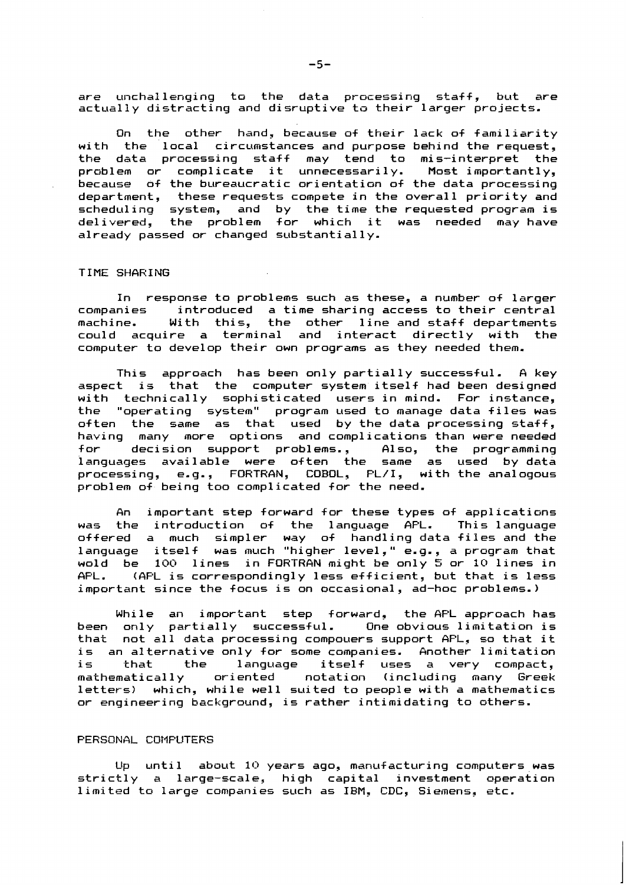are unchallenging to the data processing staff, but are actually distracting and disruptive to their larger projects.

On the other hand, because of their lack of familiarity with the local circumstances and purpose behind the request, the data processing staff may tend to mis-interpret the problem or complicate it unnecessarily. Most importantly, because of the bureaucratic orientation of the data processing department, these requests compete in the overall priority and scheduling system, and by the time the requested program is delivered, the problem for which it was needed may have already passed or changed substantially.

## TIME SHARING

In response to problems such as these, a number of larger companies introduced a time sharing access to their central machine. With this, the other line and staff departments could acquire a terminal and interact directly with the computer to develop their own programs as they needed them.

This approach has been only partially successful. A key aspect is that the computer system itself had been designed with technically sophisticated users in mind. For instance, the "operating system" program used to manage data files was often the same as that used by the data processing staff, having many more options and complications than were needed for decision support problems., Also, the programming languages available were often the same as used by data processing, e.g., FORTRAN, COBOL, PL/I, with the analogous problem of being too complicated for the need.

An important step forward for these types of applications was the introduction of the language APL. This language offered a much simpler way of handling data files and the language itself was much "higher level," e.g., a program that wold be 100 lines in FORTRAN might be only 5 or 10 lines in APL. (APL is correspondingly less efficient, but that is less important since the focus is on occasional, ad-hoc problems.)

While an important step forward, the APL approach has been only partially successful. One obvious limitation is that not all data processing compouers support APL, so that it is an alternative only for some companies. Another limitation is that the language itself uses a very compact, mathematically oriented notation (including many Greek letters) which, while well suited to people with a mathematics or engineering background, is rather intimidating to others.

## PERSONAL COMPUTERS

Up until about 10 years ago, manufacturing computers was strictly a large-scale, high capital investment operation limited to large companies such as IBM, CDC, Siemens, etc.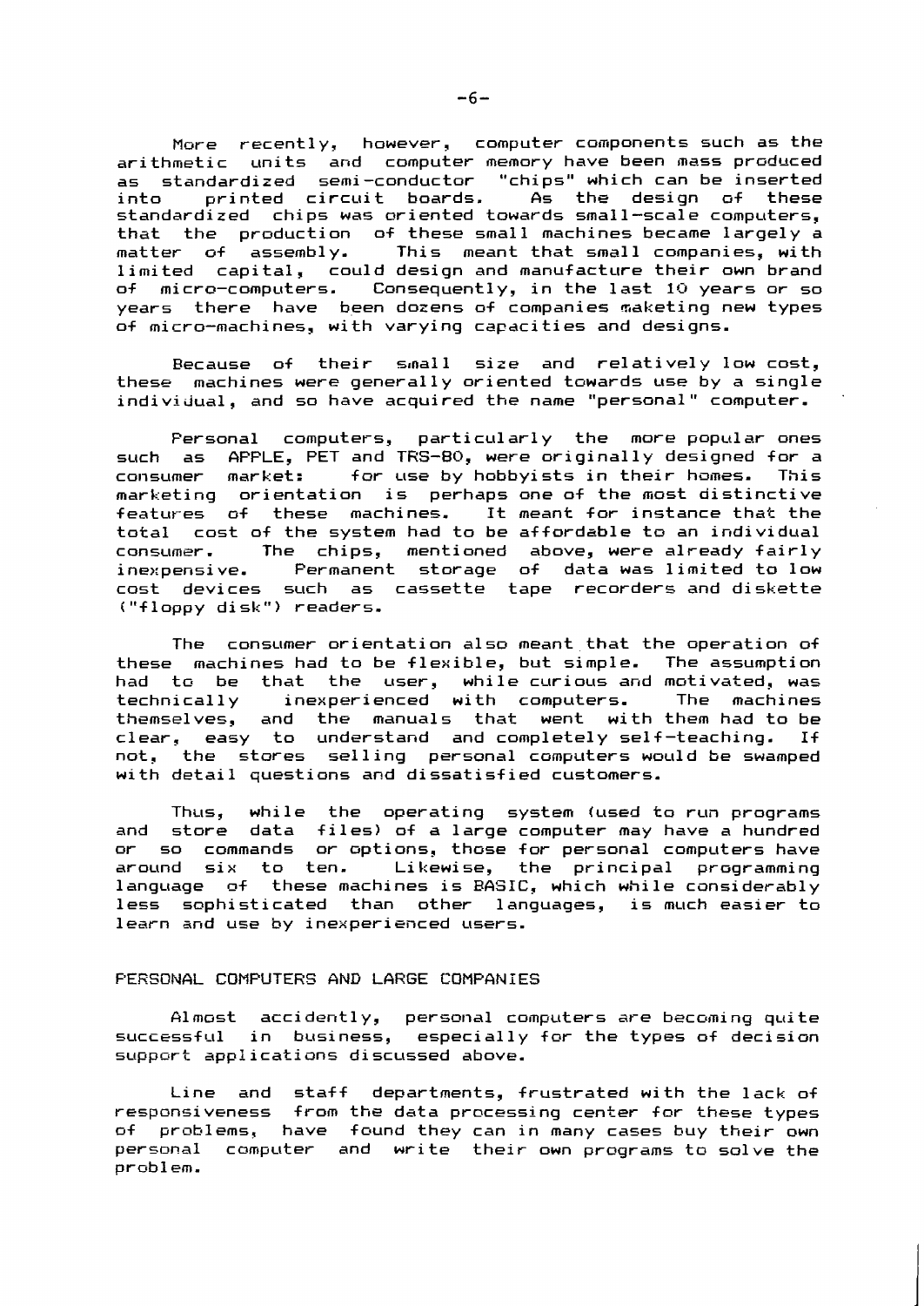More recently, however, computer components such as the arithmetic units and computer memory have been mass produced as standardized semi-conductor "chips" which can be inserted into printed circuit boards. As the design of these standardized chips was oriented towards small-scale computers, that the production of these small machines became largely a matter of assembly. This meant that small companies, with limited capital, could design and manufacture their own brand of micro-computers. Consequently, in the last 10 years or so years there have been dozens of companies maketing new types of micro-machines, with varying capacities and designs.

Because of their small size and relatively low cost, these machines were generally oriented towards use by a single individual, and so have acquired the name "personal" computer.

Personal computers, particularly the more popular ones such as APPLE, PET and TRS-80, were originally designed for a consumer market: for use by hobbyists in their homes. This marketing orientation is perhaps one of the most distinctive features of these machines. It meant for instance that the total cost of the system had to be affordable to an individual consumer. The chips, mentioned above, were already fairly inexpensive. Permanent storage of data was limited to low cost devices such as cassette tape recorders and diskette ("floppy disk") readers.

The consumer orientation also meant that the operation of these machines had to be flexible, but simple. The assumption had to be that the user, while curious and motivated, was technically inexperienced with computers. The machines themselves, and the manuals that went with them had to be clear, easy to understand and completely self-teaching. If not, the stores selling personal computers would be swamped with detail questions and dissatisfied customers.

Thus, while the operating system (used to run programs and store data files) of a large computer may have a hundred or so commands or options, those for personal computers have around six to ten. Likewise, the principal programming language of these machines is BASIC, which while considerably less sophisticated than other languages, is much easier to learn and use by inexperienced users.

## PERSONAL COMPUTERS AND LARGE COMPANIES

Almost accidently, personal computers are becoming quite successful in business, especially for the types of decision support applications discussed above.

Line and staff departments, frustrated with the lack of responsiveness from the data processing center for these types of problems, have found they can in many cases buy their own personal computer and write their own programs to solve the problem.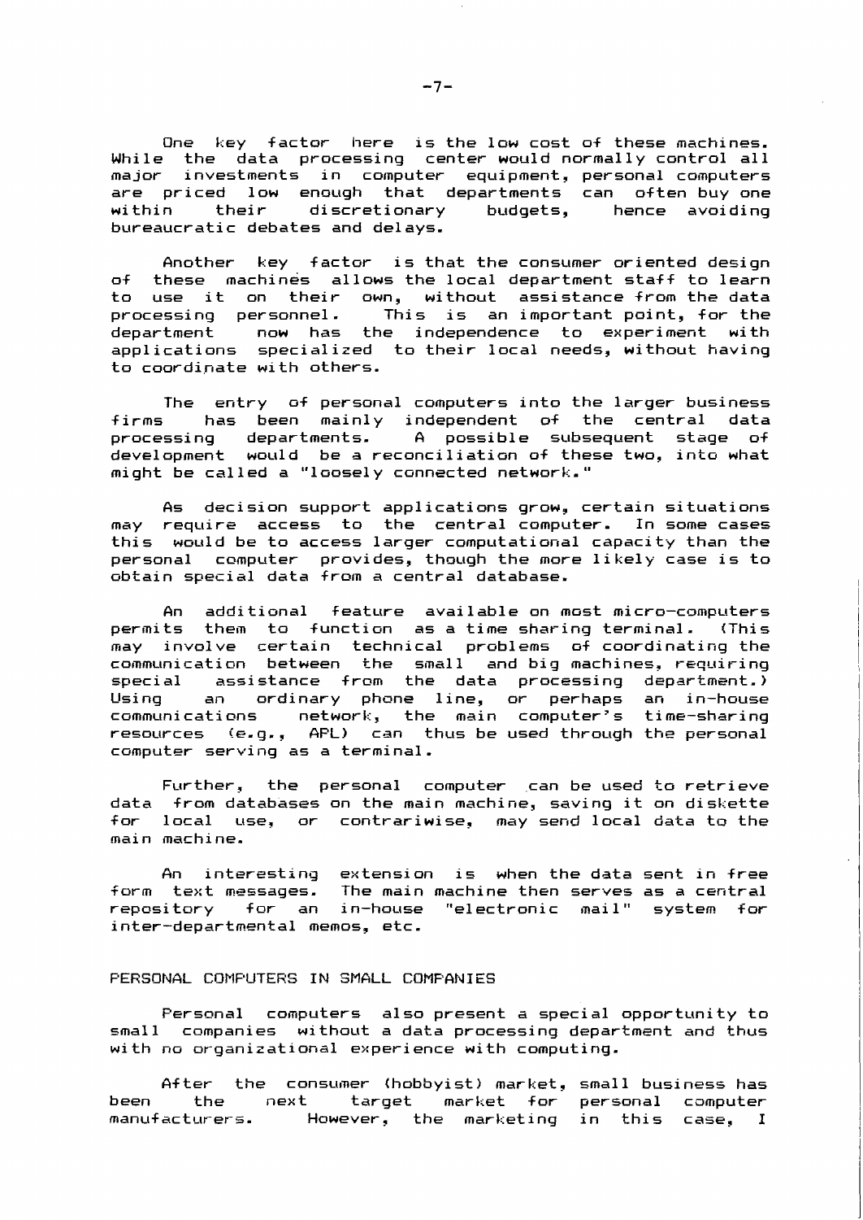One key factor here is the low cost of these machines. While the data processing center would normally control all major investments in computer equipment, personal computers are priced low enough that departments can often buy one within their discretionary budgets, hence avoiding bureaucratic debates and delays.

Another key factor is that the consumer oriented design of these machines allows the local department staff to learn to use it on their own, without assistance from the data processing personnel. This is an important point, for the department now has the independence to experiment with applications specialized to their local needs, without having to coordinate with others.

The entry of personal computers into the larger business firms has been mainly independent of the central data processing departments. A possible subsequent stage of development would be a reconciliation of these two, into what might be called a "loosely connected network."

As decision support applications grow, certain situations may require access to the central computer. In some cases this would be to access larger computational capacity than the personal computer provides, though the more likely case is to obtain special data from a central database.

An additional feature available on most micro-computers permits them to function as a time sharing terminal. (This may involve certain technical problems of coordinating the communication between the small and big machines, requiring special assistance from the data processing department.) Using an ordinary phone line, or perhaps an in-house communications network, the main computer's time-sharing resources (e.g., APL) can thus be used through the personal computer serving as a terminal.

Further, the personal computer can be used to retrieve data from databases on the main machine, saving it on diskette for local use, or contrariwise, may send local data to the main machine.

An interesting extension is when the data sent in free form text messages. The main machine then serves as a central repository for an in-house "electronic mail" system for inter-departmental memos, etc.

## PERSONAL COMPUTERS IN SMALL COMPANIES

Personal computers also present a special opportunity to small companies without a data processing department and thus with no organizational experience with computing.

After the consumer (hobbyist) market, small business has been the next target market for personal computer manufacturers. However, the marketing in this case, I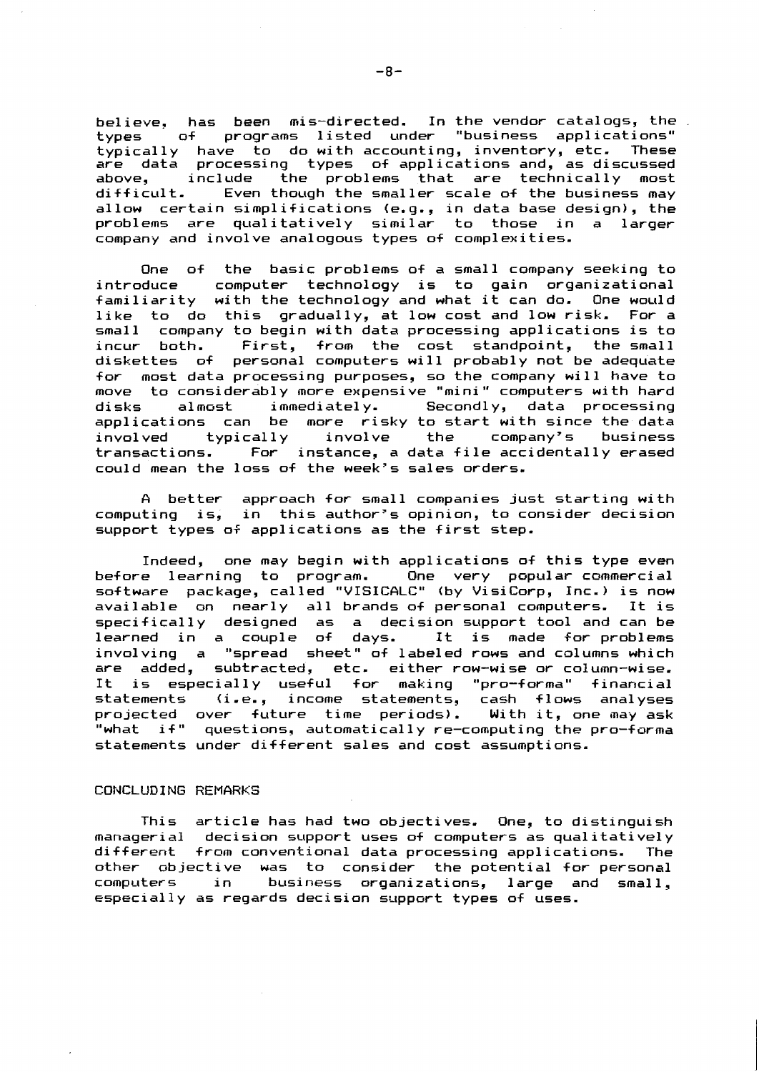believe, has been mis-directed. In the vendor catalogs, the types of programs listed under "business applications" typically have to do with accounting, inventory, etc. These are data processing types of applications and, as discussed above, include the problems that are technically most difficult. Even though the smaller scale of the business may allow certain simplifications (e.g., in data base design), the problems are qualitatively similar to those in a larger company and involve analogous types of complexities.

One of the basic problems of a small company seeking to introduce computer technology is to gain organizational familiarity with the technology and what it can do. One would like to do this gradually, at low cost and low risk. For a small company to begin with data processing applications is to incur both. First, from the cost standpoint, the small diskettes of personal computers will probably not be adequate for most data processing purposes, so the company will have to move to considerably more expensive "mini" computers with hard disks almost immediately. Secondly, data processing applications can be more risky to start with since the data involved typically involve the company's business transactions. For instance, a data file accidentally erased could mean the loss of the week's sales orders.

A better approach for small companies just starting with computing is, in this author's opinion, to consider decision support types of applications as the first step.

Indeed, one may begin with applications of this type even before learning to program. One very popular commercial software package, called "VISICALC" (by VisiCorp, Inc.) is now available on nearly all brands of personal computers. It is specifically designed as a decision support tool and can be learned in a couple of days. It is made for problems involving a "spread sheet" of labeled rows and columns which are added, subtracted, etc. either row-wise or column-wise. It is especially useful for making "pro-forma" financial statements (i.e., income statements, cash flows analyses projected over future time periods). With it, one may ask "what if" questions, automatically re-computing the pro-forma statements under different sales and cost assumptions.

## CONCLUDING REMARKS

This article has had two objectives. One, to distinguish managerial decision support uses of computers as qualitatively different from conventional data processing applications. The other objective was to consider the potential for personal computers in business organizations, large and small, especially as regards decision support types of uses.